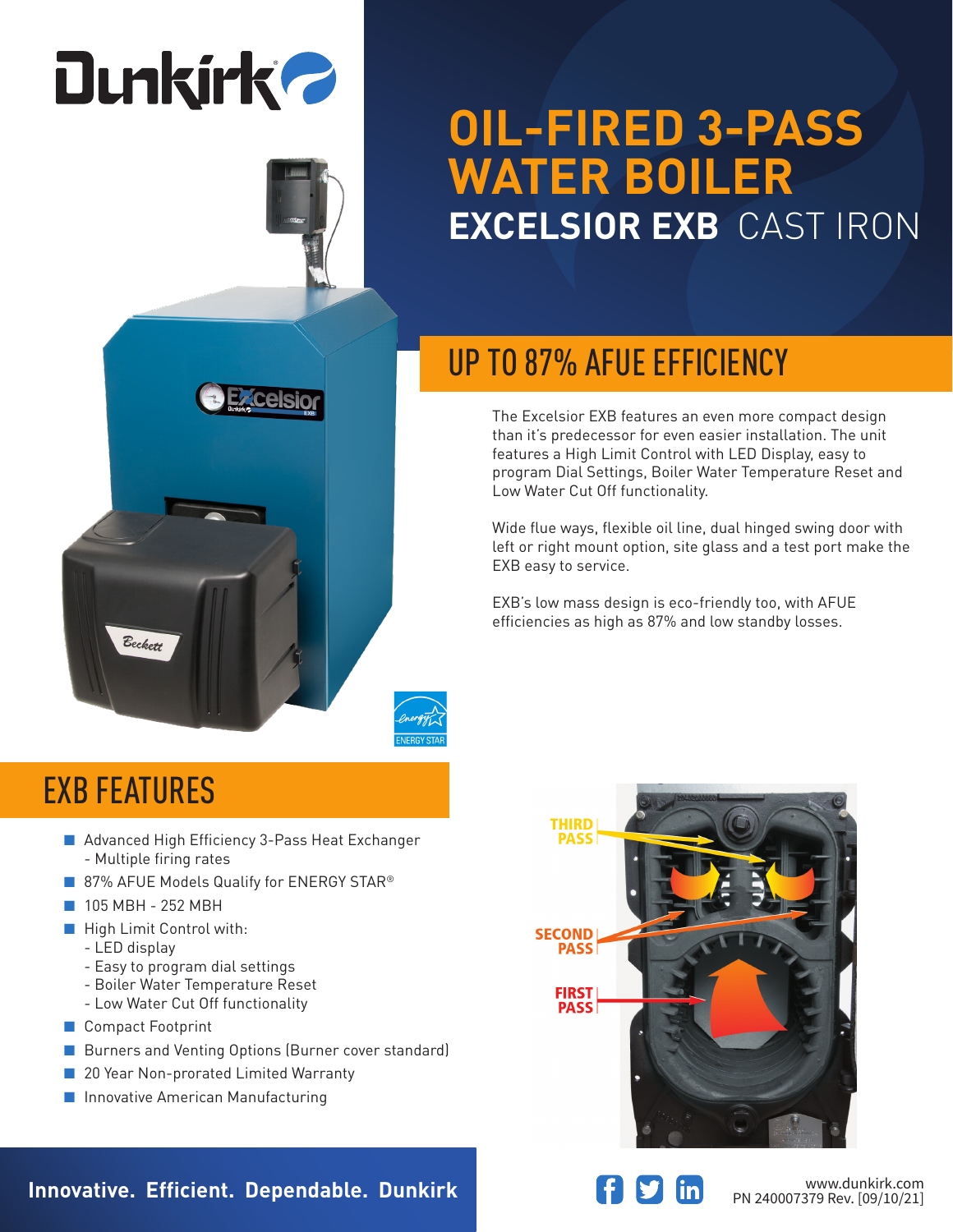# OIL-FIRED 3-PASS WATER BOILER

## EXCELSIOR EXB CAST IRON

## UP TO 87% AFUE EFFICIENCY

The Excelsior EXB features an even more compact design than it's predecessor for even easier installation. The unit features a High Limit Control with LED Display, easy to program Dial Settings, Boiler Water Temperature Reset and Low Water Cut Off functionality.

Wide flue ways, flexible oil line, dual hinged swing door with left or right mount option, site glass and a test port make the EXB easy to service.

EXB's low mass design is eco-friendly too, with AFUE efficiencies as high as 87% and low standby losses.

## EXB FEATURES

- Advanced High Efficiency 3-Pass Heat Exchanger
  - Multiple firing rates
- 87% AFUE Models Qualify for ENERGY STAR®
- 105 MBH - 252 MBH
- High Limit Control with:
  - LED display
  - Easy to program dial settings
  - Boiler Water Temperature Reset
  - Low Water Cut Off functionality
- Compact Footprint
- Burners and Venting Options (Burner cover standard)
- 20 Year Non-prorated Limited Warranty
- Innovative American Manufacturing

THIRD PASS

SECOND PASS

FIRST PASS

**Innovative. Efficient. Dependable. Dunkirk**

www.dunkirk.com
PN 240007379 Rev. [09/10/21]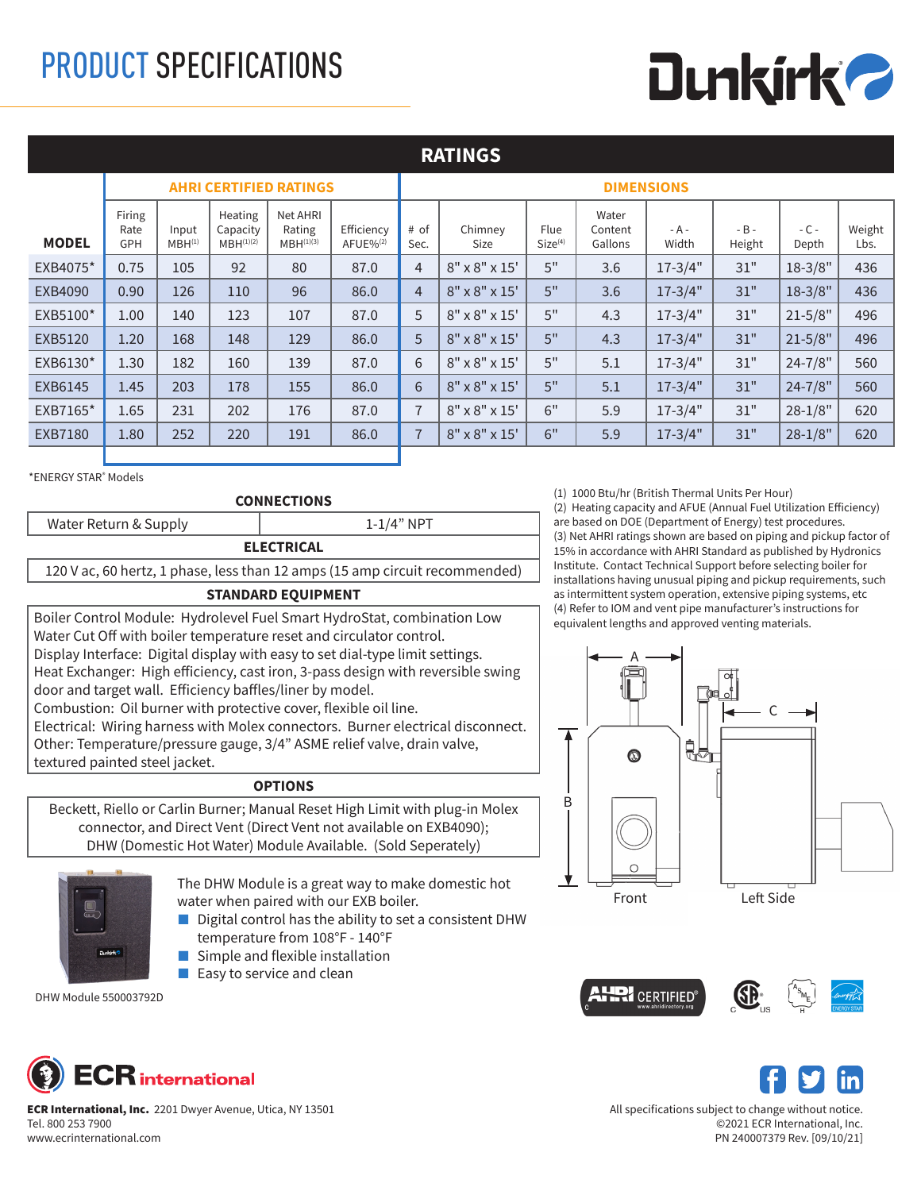# PRODUCT SPECIFICATIONS

## RATINGS

| MODEL | AHRI CERTIFIED RATINGS | | | | | DIMENSIONS | | | | | | | |
|---|---|---|---|---|---|---|---|---|---|---|---|---|---|
| | Firing Rate GPH | Input MBH[1] | Heating Capacity MBH[1][2] | Net AHRI Rating MBH[1][3] | Efficiency AFUE%[2] | # of Sec. | Chimney Size | Flue Size[4] | Water Content Gallons | - A - Width | - B - Height | - C - Depth | Weight Lbs. |
| EXB4075* | 0.75 | 105 | 92 | 80 | 87.0 | 4 | 8" x 8" x 15' | 5" | 3.6 | 17-3/4" | 31" | 18-3/8" | 436 |
| EXB4090 | 0.90 | 126 | 110 | 96 | 86.0 | 4 | 8" x 8" x 15' | 5" | 3.6 | 17-3/4" | 31" | 18-3/8" | 436 |
| EXB5100* | 1.00 | 140 | 123 | 107 | 87.0 | 5 | 8" x 8" x 15' | 5" | 4.3 | 17-3/4" | 31" | 21-5/8" | 496 |
| EXB5120 | 1.20 | 168 | 148 | 129 | 86.0 | 5 | 8" x 8" x 15' | 5" | 4.3 | 17-3/4" | 31" | 21-5/8" | 496 |
| EXB6130* | 1.30 | 182 | 160 | 139 | 87.0 | 6 | 8" x 8" x 15' | 5" | 5.1 | 17-3/4" | 31" | 24-7/8" | 560 |
| EXB6145 | 1.45 | 203 | 178 | 155 | 86.0 | 6 | 8" x 8" x 15' | 5" | 5.1 | 17-3/4" | 31" | 24-7/8" | 560 |
| EXB7165* | 1.65 | 231 | 202 | 176 | 87.0 | 7 | 8" x 8" x 15' | 6" | 5.9 | 17-3/4" | 31" | 28-1/8" | 620 |
| EXB7180 | 1.80 | 252 | 220 | 191 | 86.0 | 7 | 8" x 8" x 15' | 6" | 5.9 | 17-3/4" | 31" | 28-1/8" | 620 |

*ENERGY STAR® Models

(1) 1000 Btu/hr (British Thermal Units Per Hour)
(2) Heating capacity and AFUE (Annual Fuel Utilization Efficiency) are based on DOE (Department of Energy) test procedures.
(3) Net AHRI ratings shown are based on piping and pickup factor of 15% in accordance with AHRI Standard as published by Hydronics Institute. Contact Technical Support before selecting boiler for installations having unusual piping and pickup requirements, such as intermittent system operation, extensive piping systems, etc
(4) Refer to IOM and vent pipe manufacturer's instructions for equivalent lengths and approved venting materials.

### CONNECTIONS

| | |
|---|---|
| Water Return & Supply | 1-1/4" NPT |

### ELECTRICAL

120 V ac, 60 hertz, 1 phase, less than 12 amps (15 amp circuit recommended)

### STANDARD EQUIPMENT

Boiler Control Module: Hydrolevel Fuel Smart HydroStat, combination Low Water Cut Off with boiler temperature reset and circulator control.
Display Interface: Digital display with easy to set dial-type limit settings.
Heat Exchanger: High efficiency, cast iron, 3-pass design with reversible swing door and target wall. Efficiency baffles/liner by model.
Combustion: Oil burner with protective cover, flexible oil line.
Electrical: Wiring harness with Molex connectors. Burner electrical disconnect.
Other: Temperature/pressure gauge, 3/4" ASME relief valve, drain valve, textured painted steel jacket.

### OPTIONS

Beckett, Riello or Carlin Burner; Manual Reset High Limit with plug-in Molex connector, and Direct Vent (Direct Vent not available on EXB4090); DHW (Domestic Hot Water) Module Available. (Sold Seperately)

The DHW Module is a great way to make domestic hot water when paired with our EXB boiler.

- Digital control has the ability to set a consistent DHW temperature from 108°F - 140°F
- Simple and flexible installation
- Easy to service and clean

DHW Module 550003792D

A
B
C
Front
Left Side

**ECR International, Inc.** 2201 Dwyer Avenue, Utica, NY 13501
Tel. 800 253 7900
www.ecrinternational.com

All specifications subject to change without notice.
©2021 ECR International, Inc.
PN 240007379 Rev. [09/10/21]